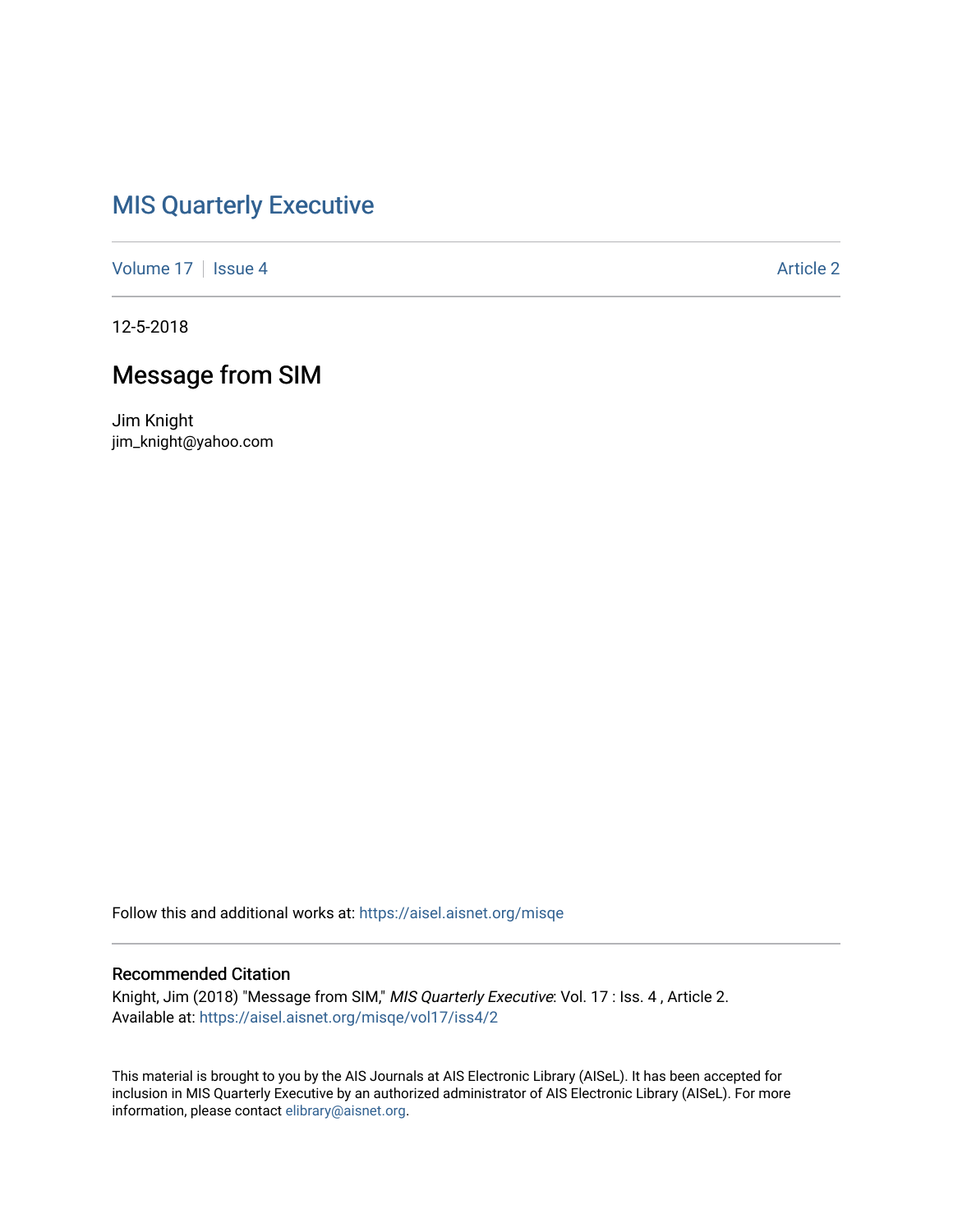# MIS Quarterly Executive

Volume 17 | Issue 4 Article 2

12-5-2018

## Message from SIM

Jim Knight
jim_knight@yahoo.com

Follow this and additional works at: https://aisel.aisnet.org/misqe

### Recommended Citation

Knight, Jim (2018) "Message from SIM," *MIS Quarterly Executive*: Vol. 17 : Iss. 4 , Article 2.
Available at: https://aisel.aisnet.org/misqe/vol17/iss4/2

This material is brought to you by the AIS Journals at AIS Electronic Library (AISeL). It has been accepted for inclusion in MIS Quarterly Executive by an authorized administrator of AIS Electronic Library (AISeL). For more information, please contact elibrary@aisnet.org.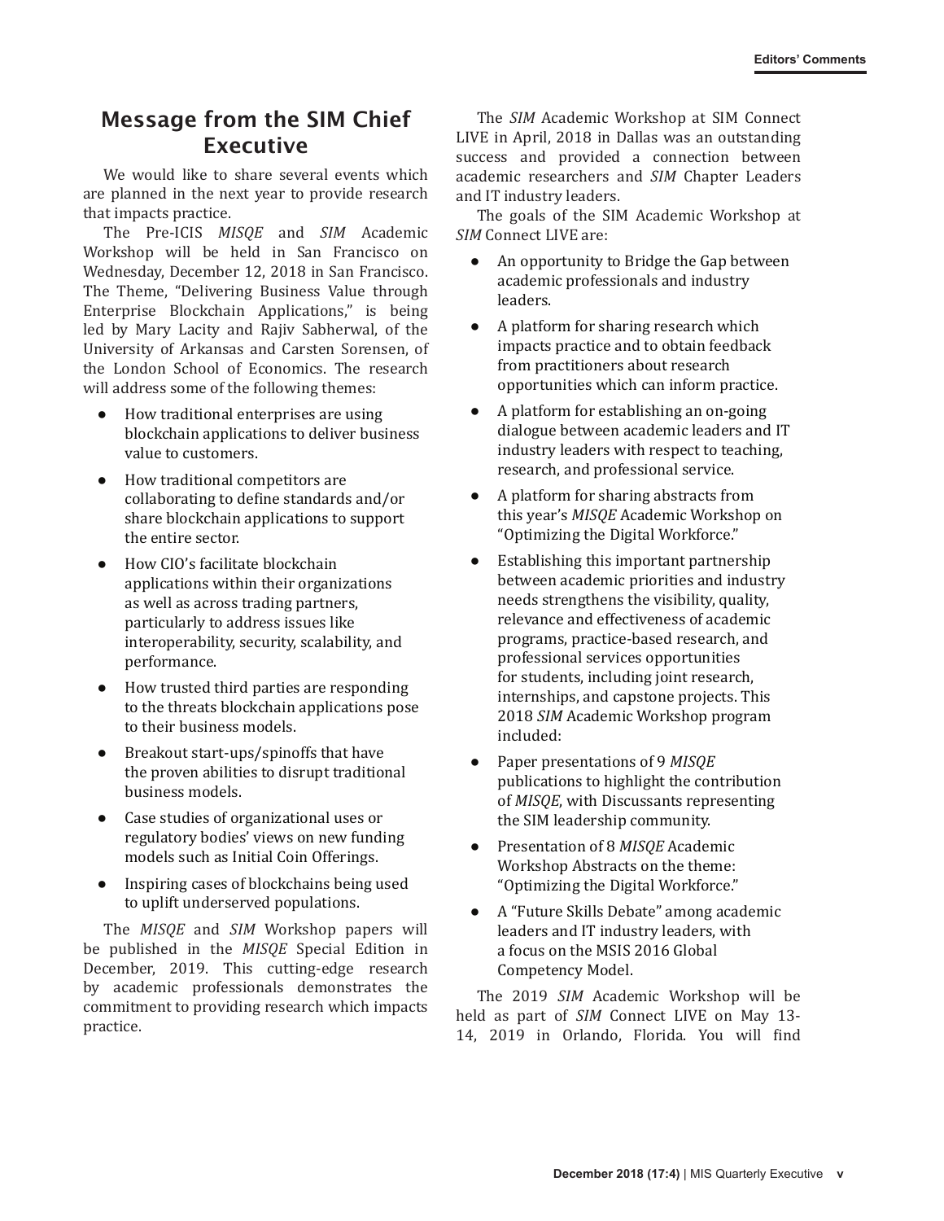## Message from the SIM Chief Executive

We would like to share several events which are planned in the next year to provide research that impacts practice.

The Pre-ICIS *MISQE* and *SIM* Academic Workshop will be held in San Francisco on Wednesday, December 12, 2018 in San Francisco. The Theme, "Delivering Business Value through Enterprise Blockchain Applications," is being led by Mary Lacity and Rajiv Sabherwal, of the University of Arkansas and Carsten Sorensen, of the London School of Economics. The research will address some of the following themes:

- How traditional enterprises are using blockchain applications to deliver business value to customers.
- How traditional competitors are collaborating to define standards and/or share blockchain applications to support the entire sector.
- How CIO's facilitate blockchain applications within their organizations as well as across trading partners, particularly to address issues like interoperability, security, scalability, and performance.
- How trusted third parties are responding to the threats blockchain applications pose to their business models.
- Breakout start-ups/spinoffs that have the proven abilities to disrupt traditional business models.
- Case studies of organizational uses or regulatory bodies' views on new funding models such as Initial Coin Offerings.
- Inspiring cases of blockchains being used to uplift underserved populations.

The *MISQE* and *SIM* Workshop papers will be published in the *MISQE* Special Edition in December, 2019. This cutting-edge research by academic professionals demonstrates the commitment to providing research which impacts practice.

The *SIM* Academic Workshop at SIM Connect LIVE in April, 2018 in Dallas was an outstanding success and provided a connection between academic researchers and *SIM* Chapter Leaders and IT industry leaders.

The goals of the SIM Academic Workshop at *SIM* Connect LIVE are:

- An opportunity to Bridge the Gap between academic professionals and industry leaders.
- A platform for sharing research which impacts practice and to obtain feedback from practitioners about research opportunities which can inform practice.
- A platform for establishing an on-going dialogue between academic leaders and IT industry leaders with respect to teaching, research, and professional service.
- A platform for sharing abstracts from this year's *MISQE* Academic Workshop on "Optimizing the Digital Workforce."
- Establishing this important partnership between academic priorities and industry needs strengthens the visibility, quality, relevance and effectiveness of academic programs, practice-based research, and professional services opportunities for students, including joint research, internships, and capstone projects. This 2018 *SIM* Academic Workshop program included:
- Paper presentations of 9 *MISQE* publications to highlight the contribution of *MISQE*, with Discussants representing the SIM leadership community.
- Presentation of 8 *MISQE* Academic Workshop Abstracts on the theme: "Optimizing the Digital Workforce."
- A "Future Skills Debate" among academic leaders and IT industry leaders, with a focus on the MSIS 2016 Global Competency Model.

The 2019 *SIM* Academic Workshop will be held as part of *SIM* Connect LIVE on May 13-14, 2019 in Orlando, Florida. You will find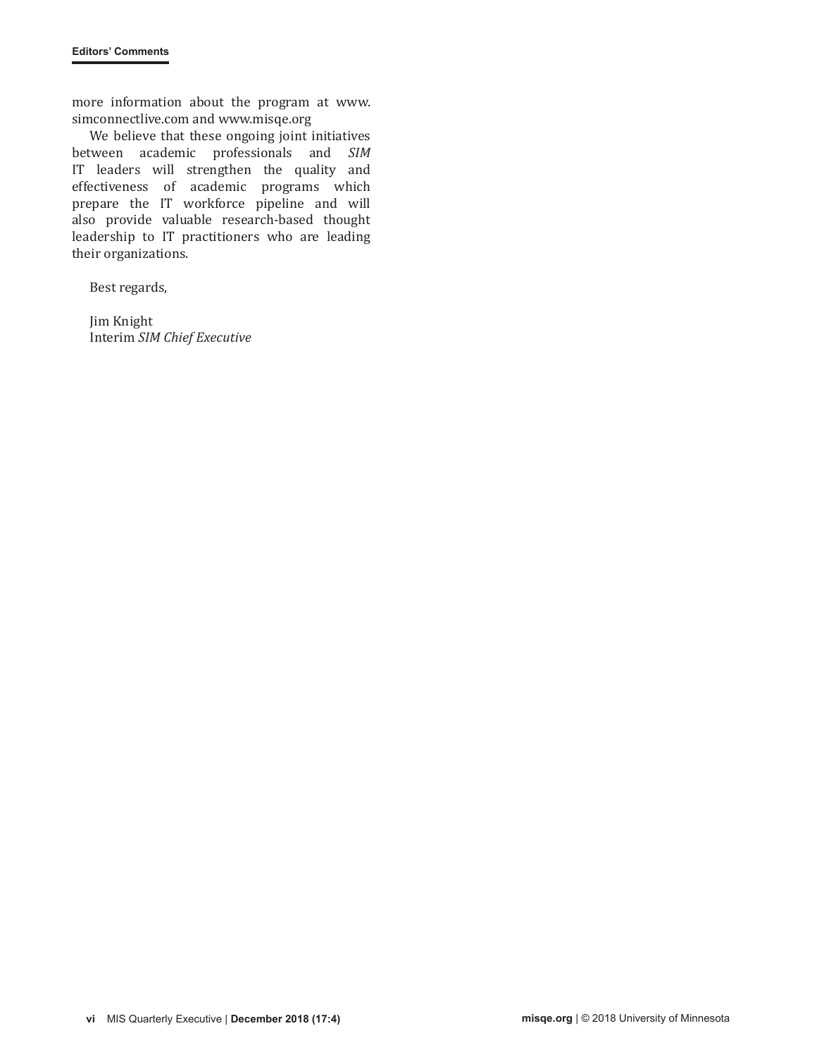more information about the program at www.simconnectlive.com and www.misqe.org

We believe that these ongoing joint initiatives between academic professionals and *SIM* IT leaders will strengthen the quality and effectiveness of academic programs which prepare the IT workforce pipeline and will also provide valuable research-based thought leadership to IT practitioners who are leading their organizations.

Best regards,

Jim Knight
Interim *SIM Chief Executive*